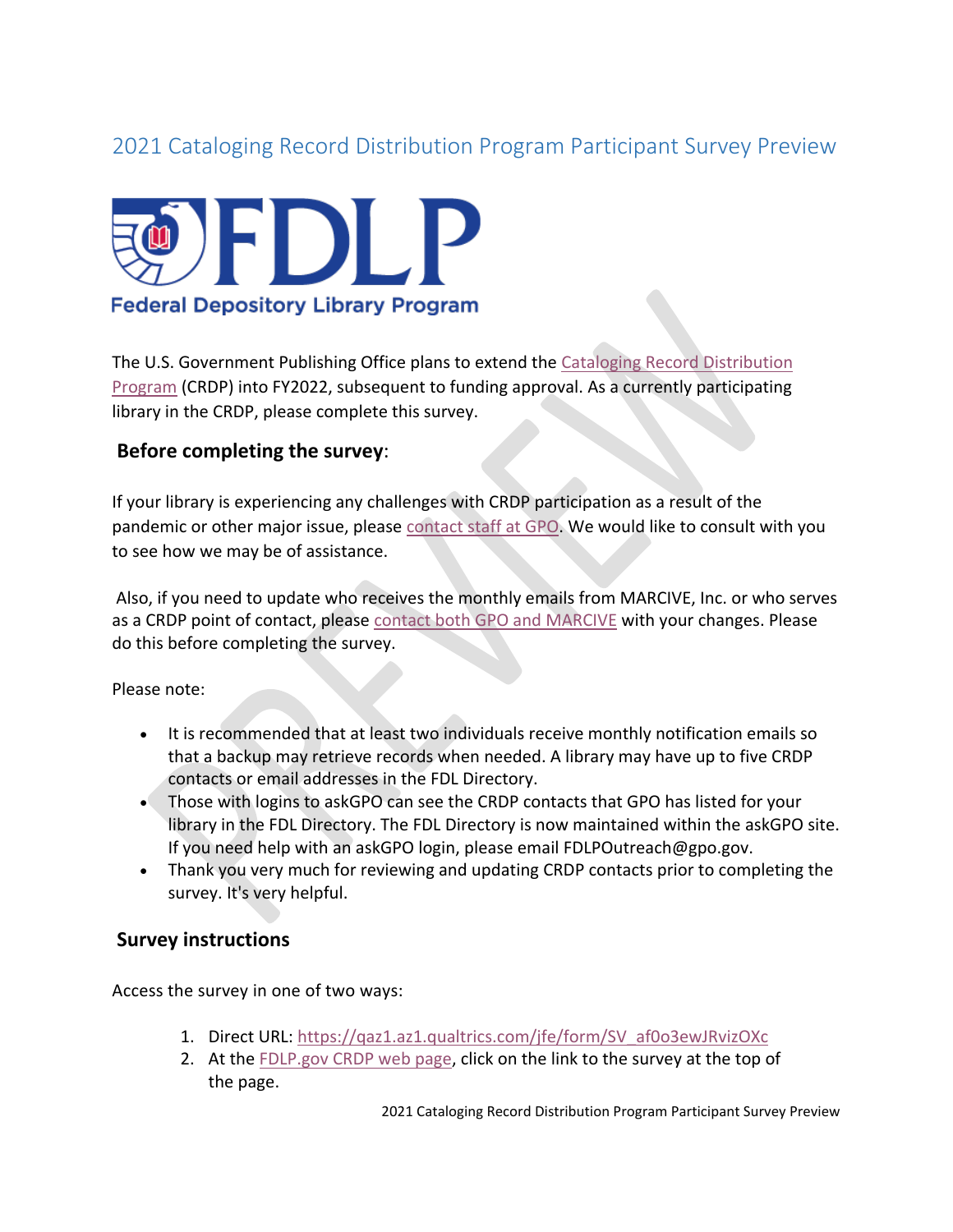# 2021 Cataloging Record Distribution Program Participant Survey Preview

Federal Depository Library Program

The U.S. Government Publishing Office plans to extend the Cataloging Record Distribution Program (CRDP) into FY2022, subsequent to funding approval. As a currently participating library in the CRDP, please complete this survey.

## Before completing the survey:

If your library is experiencing any challenges with CRDP participation as a result of the pandemic or other major issue, please contact staff at GPO. We would like to consult with you to see how we may be of assistance.

Also, if you need to update who receives the monthly emails from MARCIVE, Inc. or who serves as a CRDP point of contact, please contact both GPO and MARCIVE with your changes. Please do this before completing the survey.

Please note:

- It is recommended that at least two individuals receive monthly notification emails so that a backup may retrieve records when needed. A library may have up to five CRDP contacts or email addresses in the FDL Directory.
- Those with logins to askGPO can see the CRDP contacts that GPO has listed for your library in the FDL Directory. The FDL Directory is now maintained within the askGPO site. If you need help with an askGPO login, please email FDLPOutreach@gpo.gov.
- Thank you very much for reviewing and updating CRDP contacts prior to completing the survey. It's very helpful.

## Survey instructions

Access the survey in one of two ways:

1. Direct URL: https://qaz1.az1.qualtrics.com/jfe/form/SV_af0o3ewJRvizOXc
2. At the FDLP.gov CRDP web page, click on the link to the survey at the top of the page.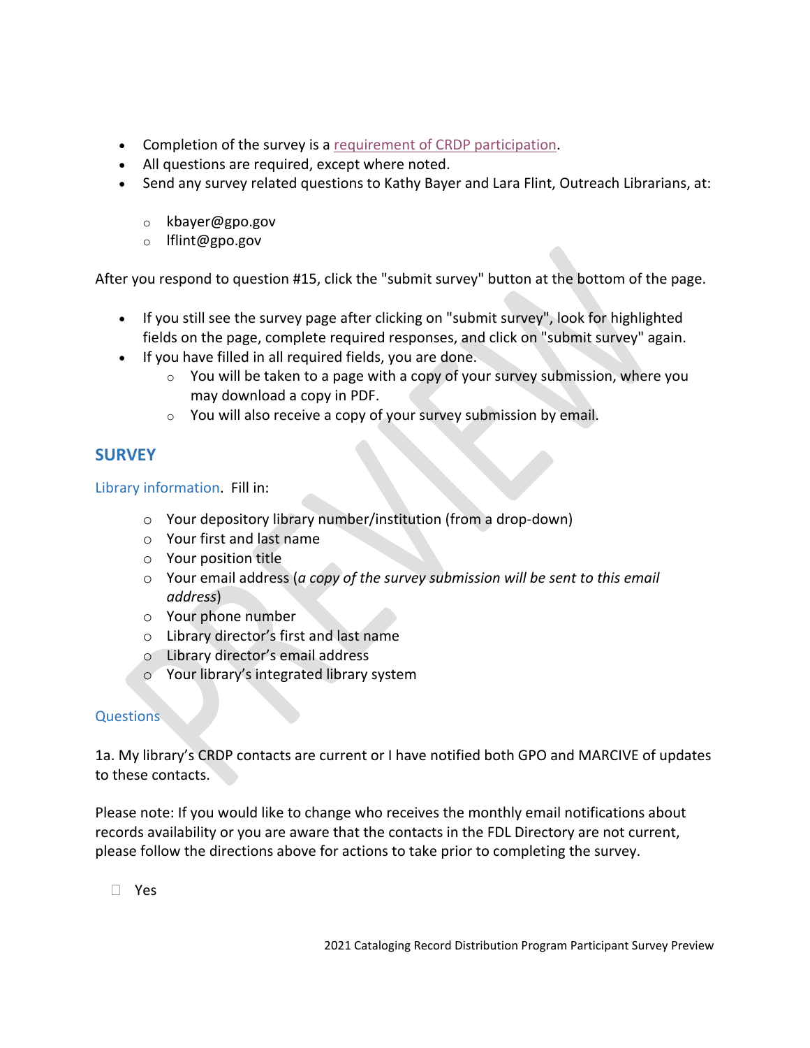- Completion of the survey is a [requirement of CRDP participation](#).
- All questions are required, except where noted.
- Send any survey related questions to Kathy Bayer and Lara Flint, Outreach Librarians, at:
  - kbayer@gpo.gov
  - lflint@gpo.gov

After you respond to question #15, click the "submit survey" button at the bottom of the page.

- If you still see the survey page after clicking on "submit survey", look for highlighted fields on the page, complete required responses, and click on "submit survey" again.
- If you have filled in all required fields, you are done.
  - You will be taken to a page with a copy of your survey submission, where you may download a copy in PDF.
  - You will also receive a copy of your survey submission by email.

## SURVEY

### Library information. Fill in:

- Your depository library number/institution (from a drop-down)
- Your first and last name
- Your position title
- Your email address (*a copy of the survey submission will be sent to this email address*)
- Your phone number
- Library director's first and last name
- Library director's email address
- Your library's integrated library system

### Questions

1a. My library's CRDP contacts are current or I have notified both GPO and MARCIVE of updates to these contacts.

Please note: If you would like to change who receives the monthly email notifications about records availability or you are aware that the contacts in the FDL Directory are not current, please follow the directions above for actions to take prior to completing the survey.

☐ Yes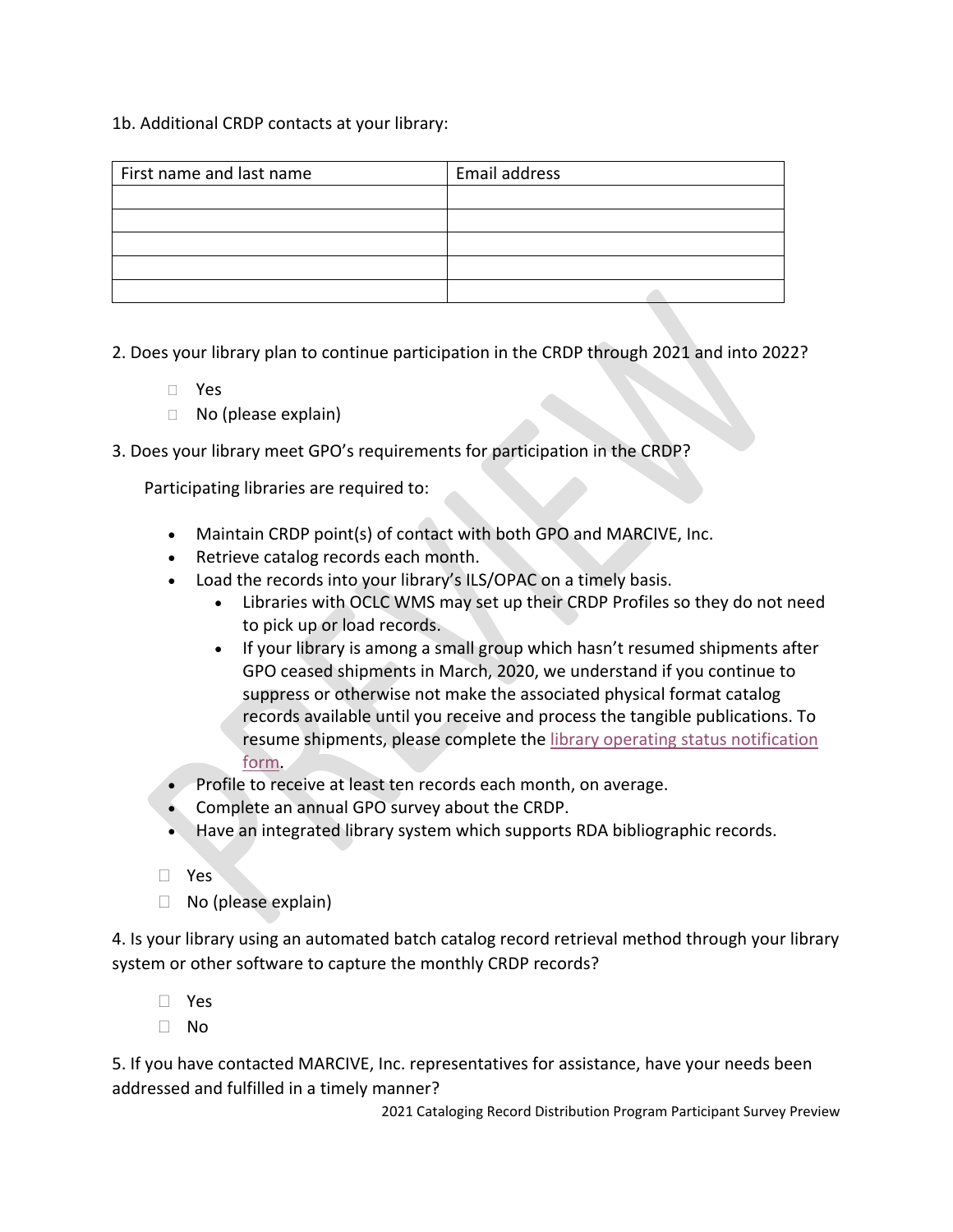1b. Additional CRDP contacts at your library:

| First name and last name | Email address |
| --- | --- |
| | |
| | |
| | |
| | |
| | |

2. Does your library plan to continue participation in the CRDP through 2021 and into 2022?

- ☐ Yes
- ☐ No (please explain)

3. Does your library meet GPO's requirements for participation in the CRDP?

Participating libraries are required to:

- Maintain CRDP point(s) of contact with both GPO and MARCIVE, Inc.
- Retrieve catalog records each month.
- Load the records into your library's ILS/OPAC on a timely basis.
  - Libraries with OCLC WMS may set up their CRDP Profiles so they do not need to pick up or load records.
  - If your library is among a small group which hasn't resumed shipments after GPO ceased shipments in March, 2020, we understand if you continue to suppress or otherwise not make the associated physical format catalog records available until you receive and process the tangible publications. To resume shipments, please complete the library operating status notification form.
- Profile to receive at least ten records each month, on average.
- Complete an annual GPO survey about the CRDP.
- Have an integrated library system which supports RDA bibliographic records.

- ☐ Yes
- ☐ No (please explain)

4. Is your library using an automated batch catalog record retrieval method through your library system or other software to capture the monthly CRDP records?

- ☐ Yes
- ☐ No

5. If you have contacted MARCIVE, Inc. representatives for assistance, have your needs been addressed and fulfilled in a timely manner?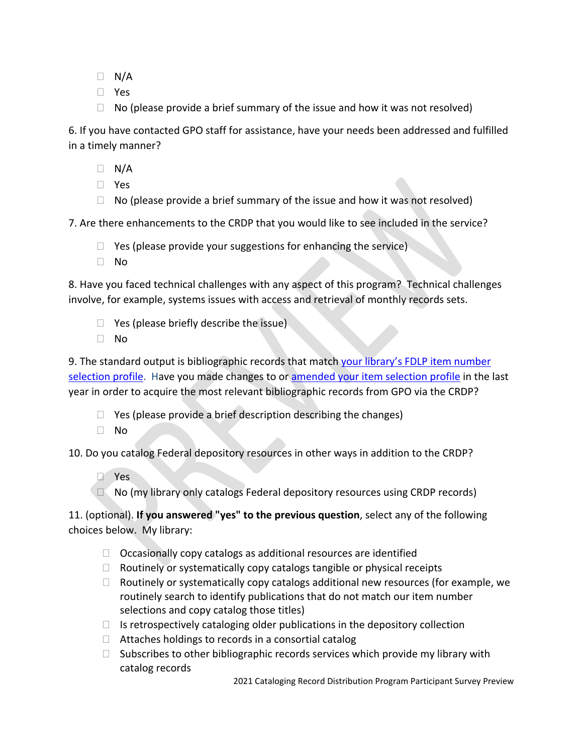- ☐ N/A
- ☐ Yes
- ☐ No (please provide a brief summary of the issue and how it was not resolved)

6. If you have contacted GPO staff for assistance, have your needs been addressed and fulfilled in a timely manner?

- ☐ N/A
- ☐ Yes
- ☐ No (please provide a brief summary of the issue and how it was not resolved)

7. Are there enhancements to the CRDP that you would like to see included in the service?

- ☐ Yes (please provide your suggestions for enhancing the service)
- ☐ No

8. Have you faced technical challenges with any aspect of this program? Technical challenges involve, for example, systems issues with access and retrieval of monthly records sets.

- ☐ Yes (please briefly describe the issue)
- ☐ No

9. The standard output is bibliographic records that match your library's FDLP item number selection profile. Have you made changes to or amended your item selection profile in the last year in order to acquire the most relevant bibliographic records from GPO via the CRDP?

- ☐ Yes (please provide a brief description describing the changes)
- ☐ No

10. Do you catalog Federal depository resources in other ways in addition to the CRDP?

- ☐ Yes
- ☐ No (my library only catalogs Federal depository resources using CRDP records)

11. (optional). **If you answered "yes" to the previous question**, select any of the following choices below. My library:

- ☐ Occasionally copy catalogs as additional resources are identified
- ☐ Routinely or systematically copy catalogs tangible or physical receipts
- ☐ Routinely or systematically copy catalogs additional new resources (for example, we routinely search to identify publications that do not match our item number selections and copy catalog those titles)
- ☐ Is retrospectively cataloging older publications in the depository collection
- ☐ Attaches holdings to records in a consortial catalog
- ☐ Subscribes to other bibliographic records services which provide my library with catalog records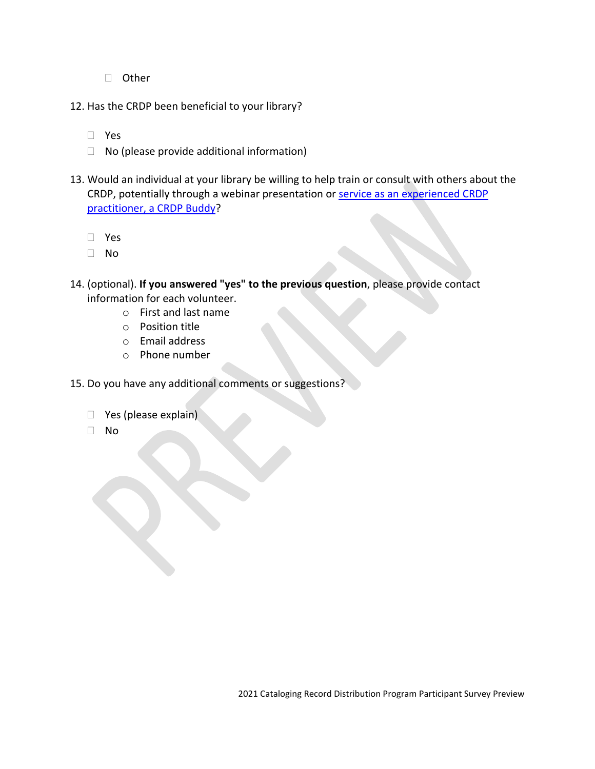- ☐ Other

12. Has the CRDP been beneficial to your library?

- ☐ Yes
- ☐ No (please provide additional information)

13. Would an individual at your library be willing to help train or consult with others about the CRDP, potentially through a webinar presentation or service as an experienced CRDP practitioner, a CRDP Buddy?

- ☐ Yes
- ☐ No

14. (optional). **If you answered "yes" to the previous question**, please provide contact information for each volunteer.
    - First and last name
    - Position title
    - Email address
    - Phone number

15. Do you have any additional comments or suggestions?

- ☐ Yes (please explain)
- ☐ No